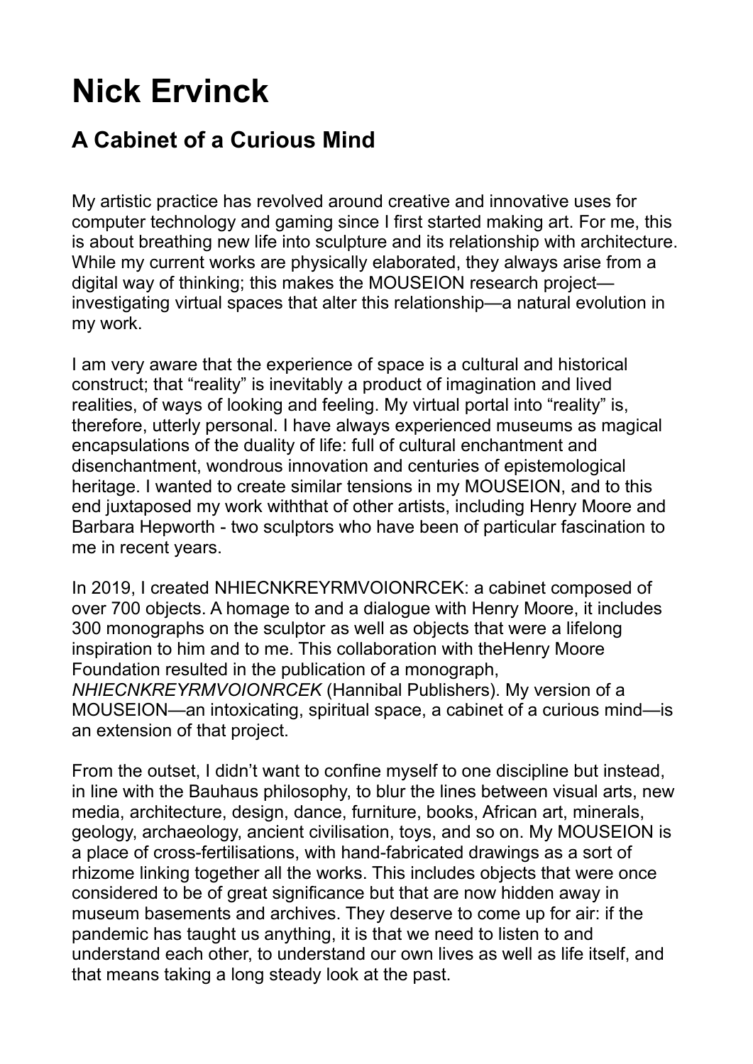# Nick Ervinck

## A Cabinet of a Curious Mind

My artistic practice has revolved around creative and innovative uses for computer technology and gaming since I first started making art. For me, this is about breathing new life into sculpture and its relationship with architecture. While my current works are physically elaborated, they always arise from a digital way of thinking; this makes the MOUSEION research project—investigating virtual spaces that alter this relationship—a natural evolution in my work.

I am very aware that the experience of space is a cultural and historical construct; that "reality" is inevitably a product of imagination and lived realities, of ways of looking and feeling. My virtual portal into "reality" is, therefore, utterly personal. I have always experienced museums as magical encapsulations of the duality of life: full of cultural enchantment and disenchantment, wondrous innovation and centuries of epistemological heritage. I wanted to create similar tensions in my MOUSEION, and to this end juxtaposed my work withthat of other artists, including Henry Moore and Barbara Hepworth - two sculptors who have been of particular fascination to me in recent years.

In 2019, I created NHIECNKREYRMVOIONRCEK: a cabinet composed of over 700 objects. A homage to and a dialogue with Henry Moore, it includes 300 monographs on the sculptor as well as objects that were a lifelong inspiration to him and to me. This collaboration with theHenry Moore Foundation resulted in the publication of a monograph, *NHIECNKREYRMVOIONRCEK* (Hannibal Publishers). My version of a MOUSEION—an intoxicating, spiritual space, a cabinet of a curious mind—is an extension of that project.

From the outset, I didn't want to confine myself to one discipline but instead, in line with the Bauhaus philosophy, to blur the lines between visual arts, new media, architecture, design, dance, furniture, books, African art, minerals, geology, archaeology, ancient civilisation, toys, and so on. My MOUSEION is a place of cross-fertilisations, with hand-fabricated drawings as a sort of rhizome linking together all the works. This includes objects that were once considered to be of great significance but that are now hidden away in museum basements and archives. They deserve to come up for air: if the pandemic has taught us anything, it is that we need to listen to and understand each other, to understand our own lives as well as life itself, and that means taking a long steady look at the past.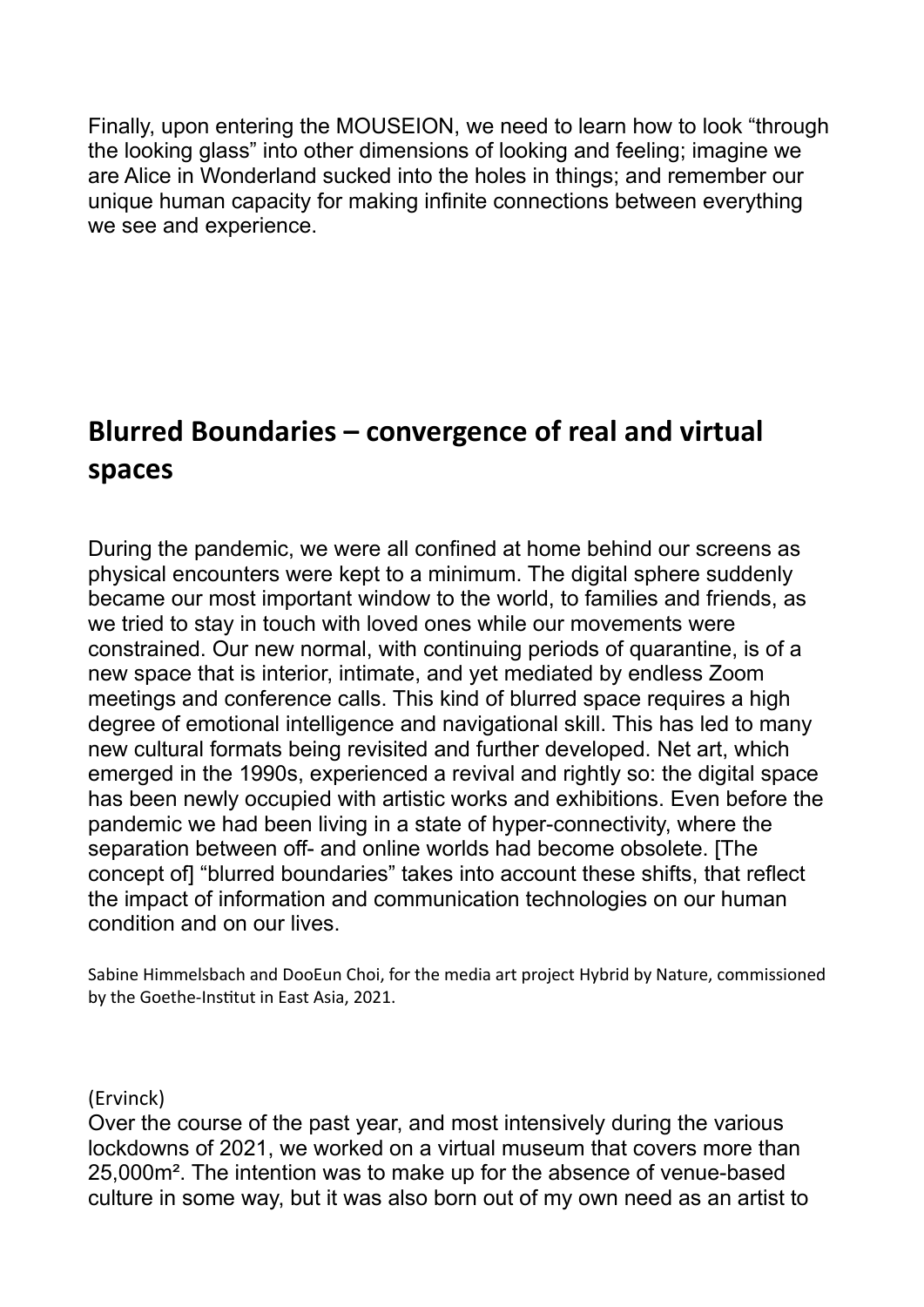Finally, upon entering the MOUSEION, we need to learn how to look “through the looking glass” into other dimensions of looking and feeling; imagine we are Alice in Wonderland sucked into the holes in things; and remember our unique human capacity for making infinite connections between everything we see and experience.

## Blurred Boundaries – convergence of real and virtual spaces

During the pandemic, we were all confined at home behind our screens as physical encounters were kept to a minimum. The digital sphere suddenly became our most important window to the world, to families and friends, as we tried to stay in touch with loved ones while our movements were constrained. Our new normal, with continuing periods of quarantine, is of a new space that is interior, intimate, and yet mediated by endless Zoom meetings and conference calls. This kind of blurred space requires a high degree of emotional intelligence and navigational skill. This has led to many new cultural formats being revisited and further developed. Net art, which emerged in the 1990s, experienced a revival and rightly so: the digital space has been newly occupied with artistic works and exhibitions. Even before the pandemic we had been living in a state of hyper-connectivity, where the separation between off- and online worlds had become obsolete. [The concept of] “blurred boundaries” takes into account these shifts, that reflect the impact of information and communication technologies on our human condition and on our lives.

Sabine Himmelsbach and DooEun Choi, for the media art project Hybrid by Nature, commissioned by the Goethe-Institut in East Asia, 2021.

(Ervinck)
Over the course of the past year, and most intensively during the various lockdowns of 2021, we worked on a virtual museum that covers more than 25,000m². The intention was to make up for the absence of venue-based culture in some way, but it was also born out of my own need as an artist to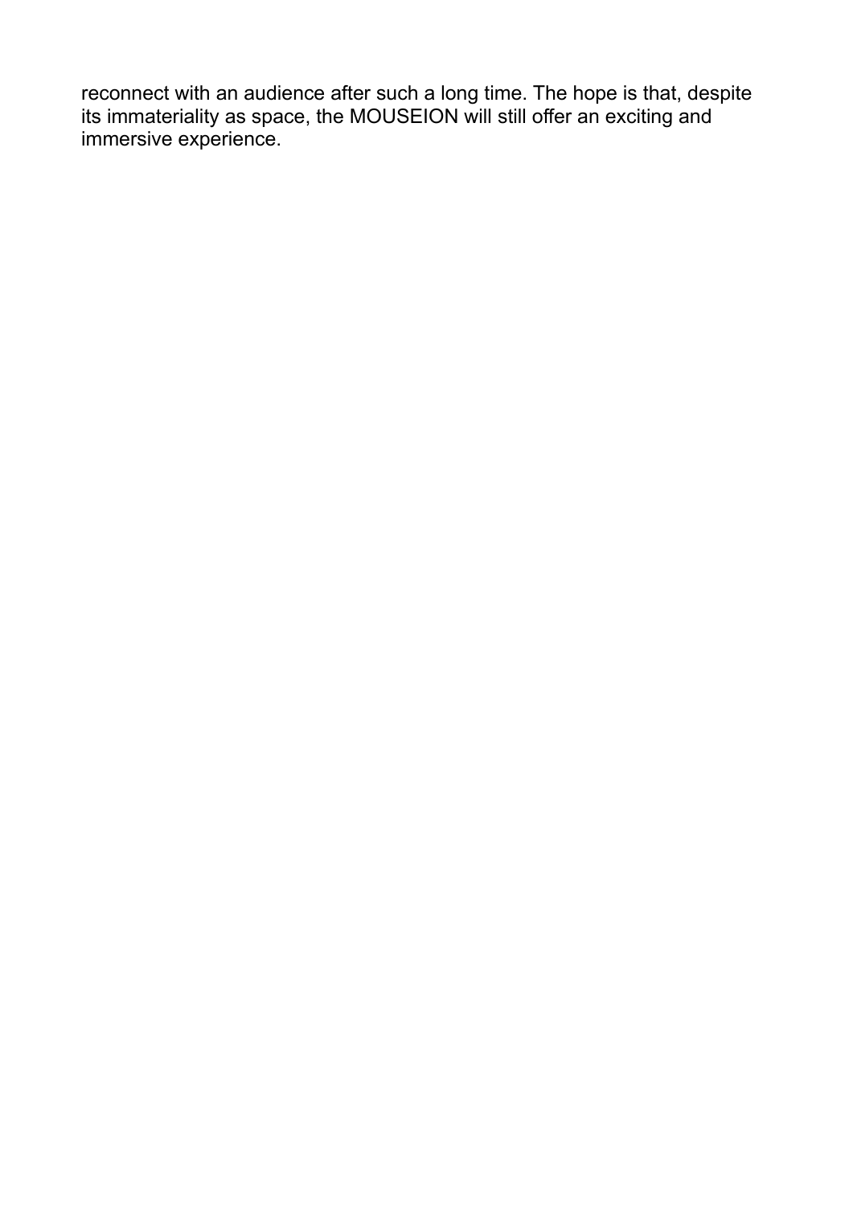reconnect with an audience after such a long time. The hope is that, despite its immateriality as space, the MOUSEION will still offer an exciting and immersive experience.